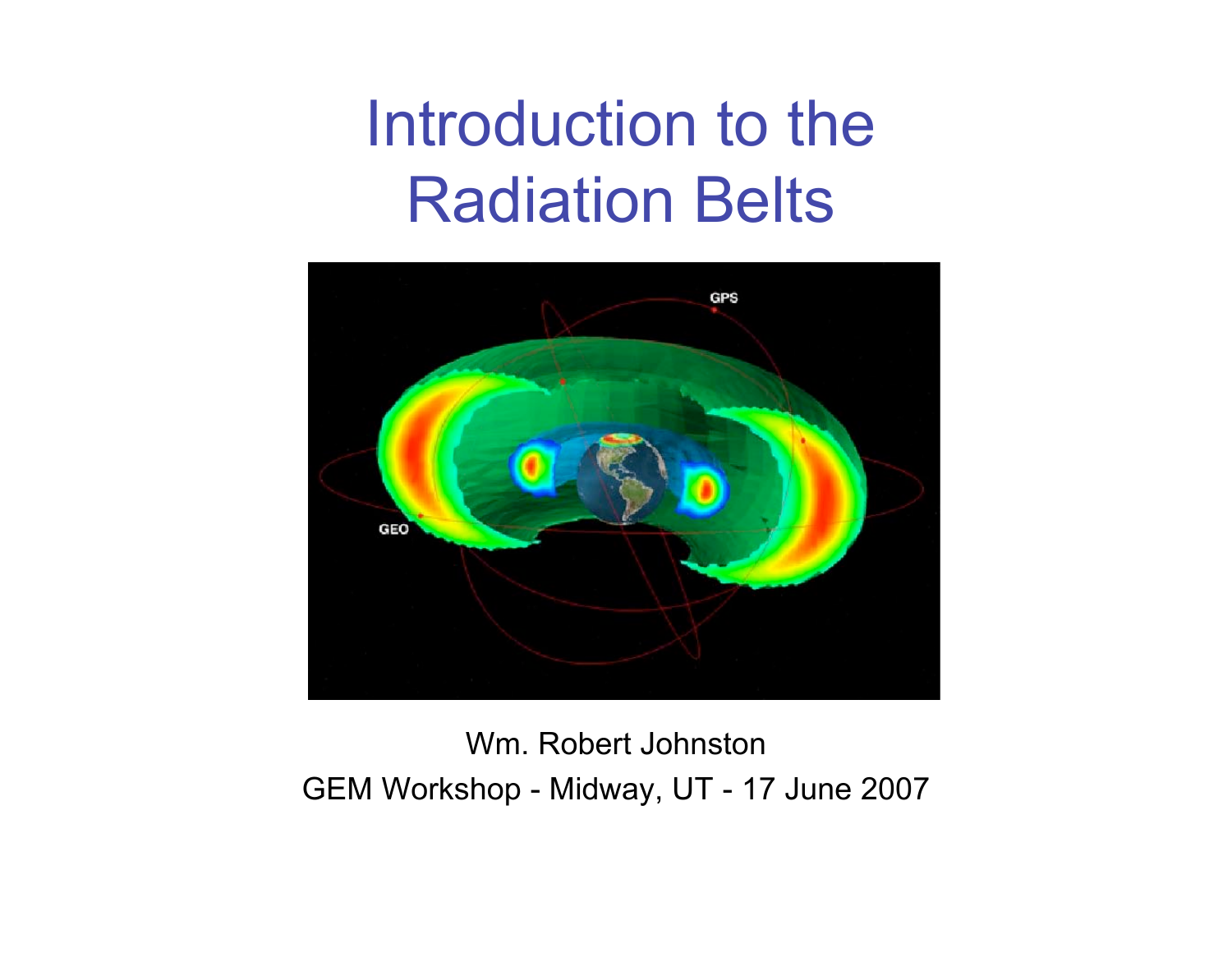# Introduction to the Radiation Belts

Wm. Robert Johnston

GEM Workshop - Midway, UT - 17 June 2007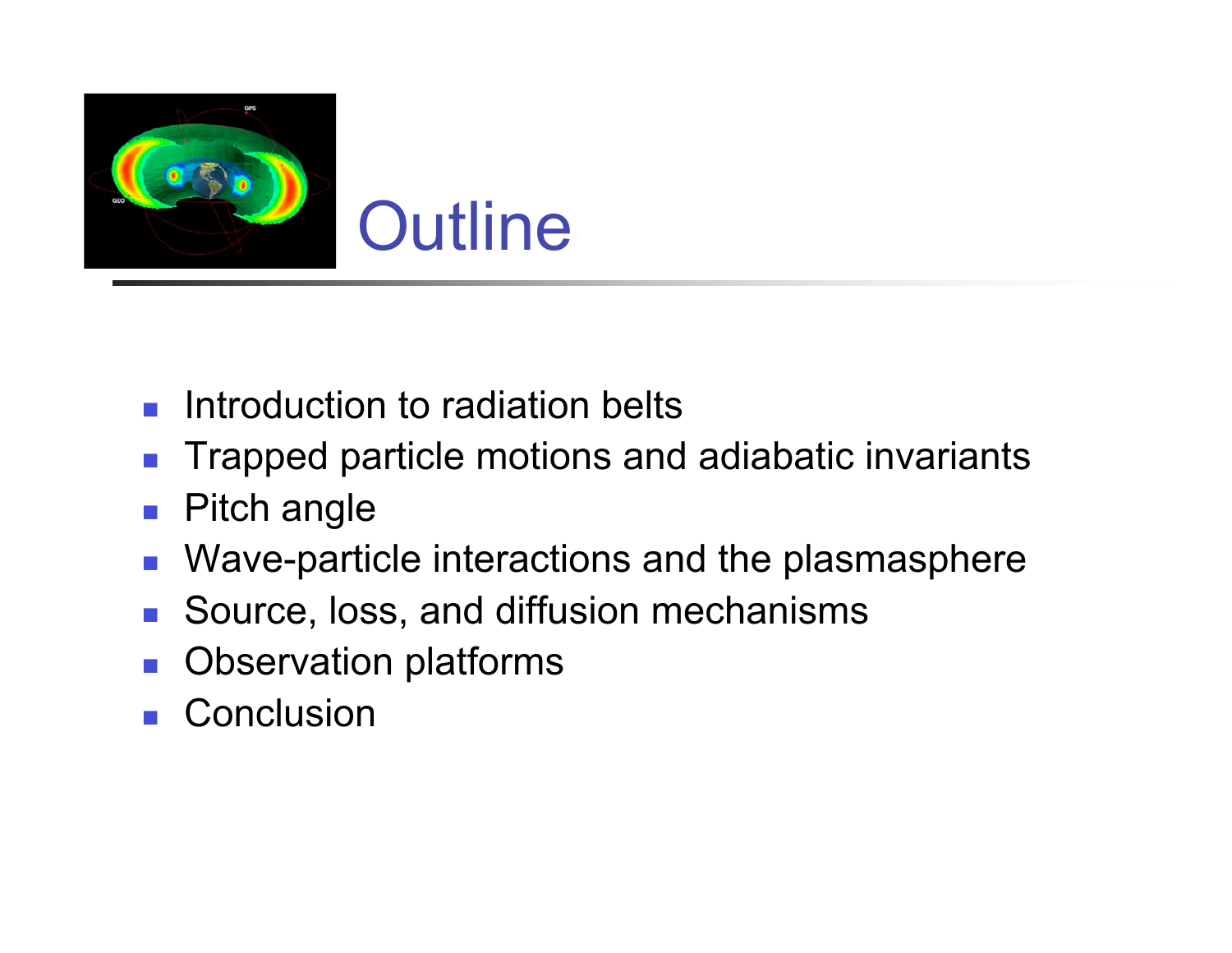# Outline

- Introduction to radiation belts
- Trapped particle motions and adiabatic invariants
- Pitch angle
- Wave-particle interactions and the plasmasphere
- Source, loss, and diffusion mechanisms
- Observation platforms
- Conclusion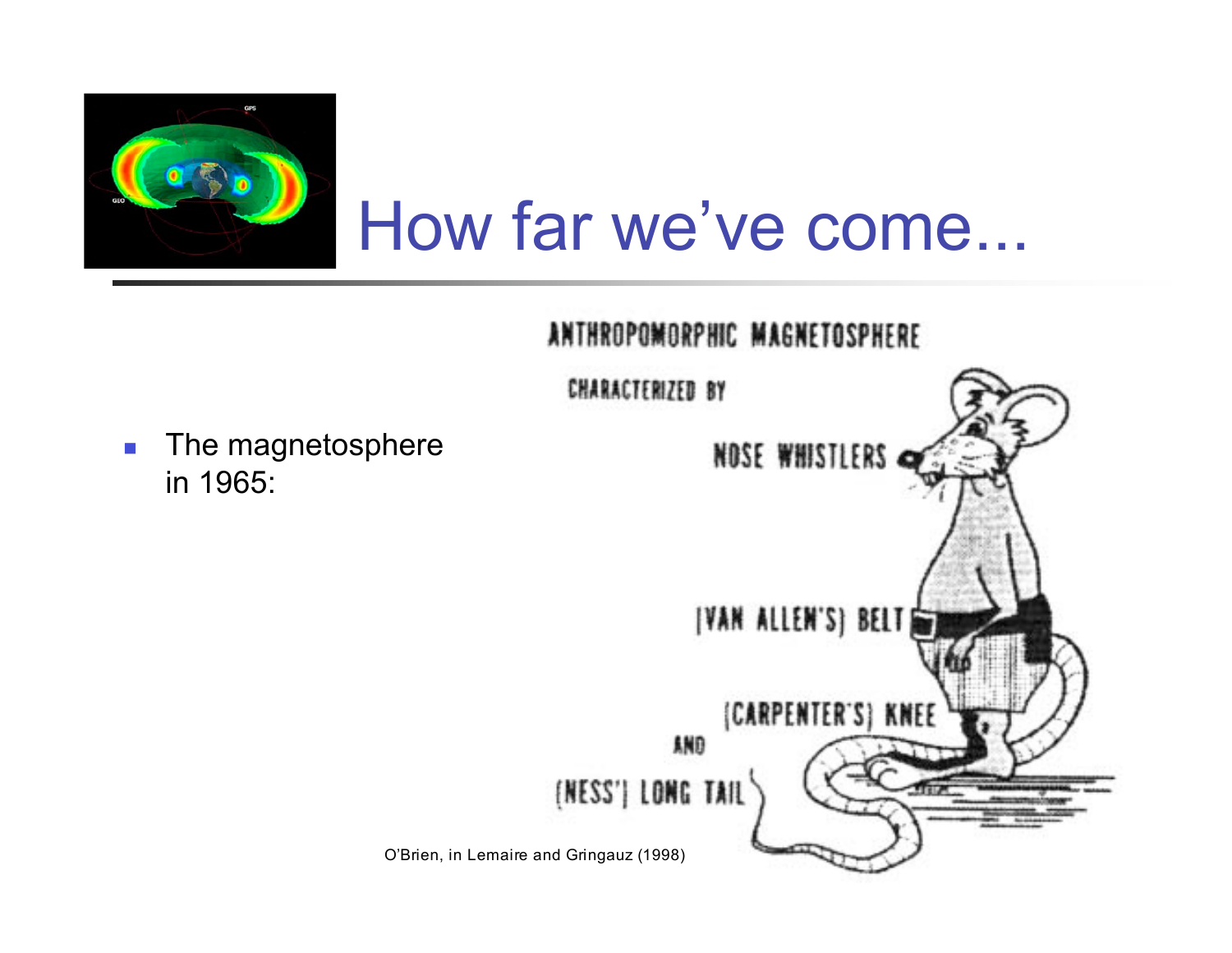# How far we've come...

- The magnetosphere in 1965:

ANTHROPOMORPHIC MAGNETOSPHERE

CHARACTERIZED BY

NOSE WHISTLERS

(VAN ALLEN'S) BELT

(CARPENTER'S) KNEE

AND

(NESS') LONG TAIL

O'Brien, in Lemaire and Gringauz (1998)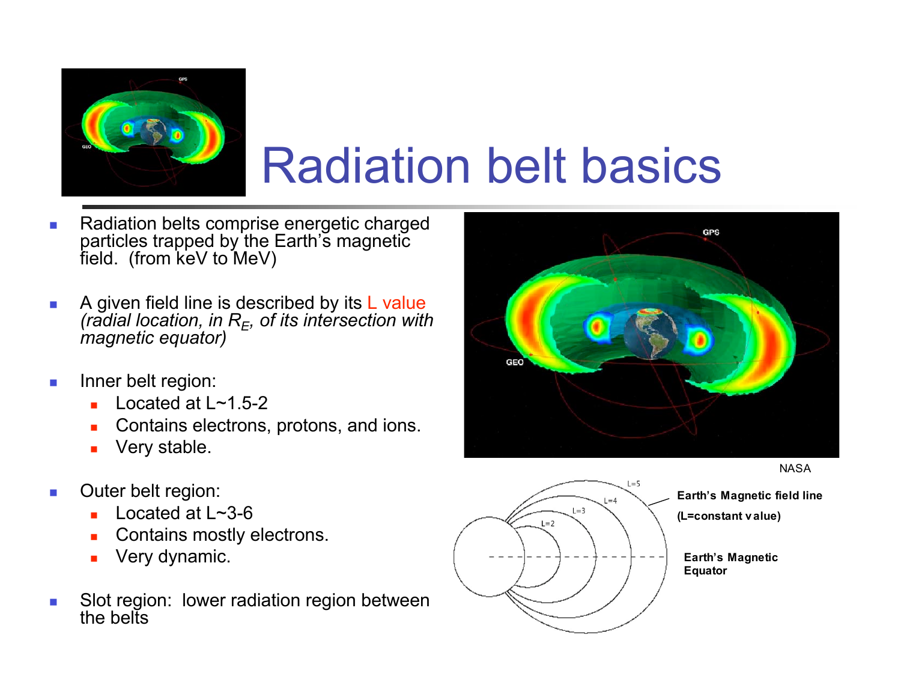# Radiation belt basics

- Radiation belts comprise energetic charged particles trapped by the Earth's magnetic field. (from keV to MeV)

- A given field line is described by its L value *(radial location, in $R_E$, of its intersection with magnetic equator)*

- Inner belt region:
  - Located at L~1.5-2
  - Contains electrons, protons, and ions.
  - Very stable.

- Outer belt region:
  - Located at L~3-6
  - Contains mostly electrons.
  - Very dynamic.

- Slot region: lower radiation region between the belts

NASA

**Earth's Magnetic field line (L=constant value)**

**Earth's Magnetic Equator**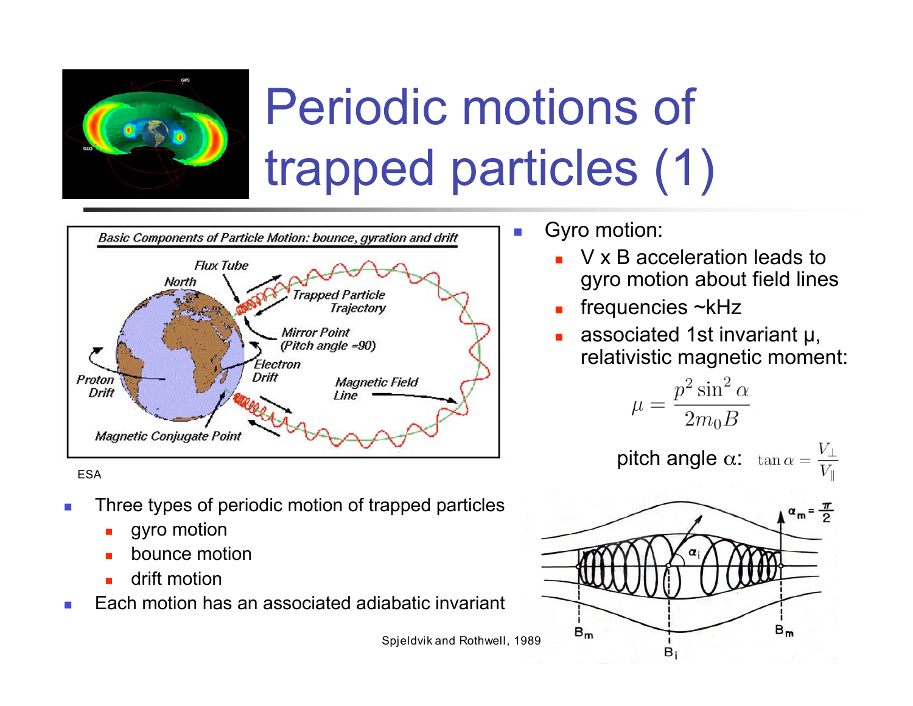# Periodic motions of trapped particles (1)

ESA

- Three types of periodic motion of trapped particles
  - gyro motion
  - bounce motion
  - drift motion
- Each motion has an associated adiabatic invariant

- Gyro motion:
  - V x B acceleration leads to gyro motion about field lines
  - frequencies ~kHz
  - associated 1st invariant μ, relativistic magnetic moment:

$$\mu = \frac{p^2 \sin^2 \alpha}{2 m_0 B}$$

pitch angle α: $\tan \alpha = \frac{V_\perp}{V_\parallel}$

Spjeldvik and Rothwell, 1989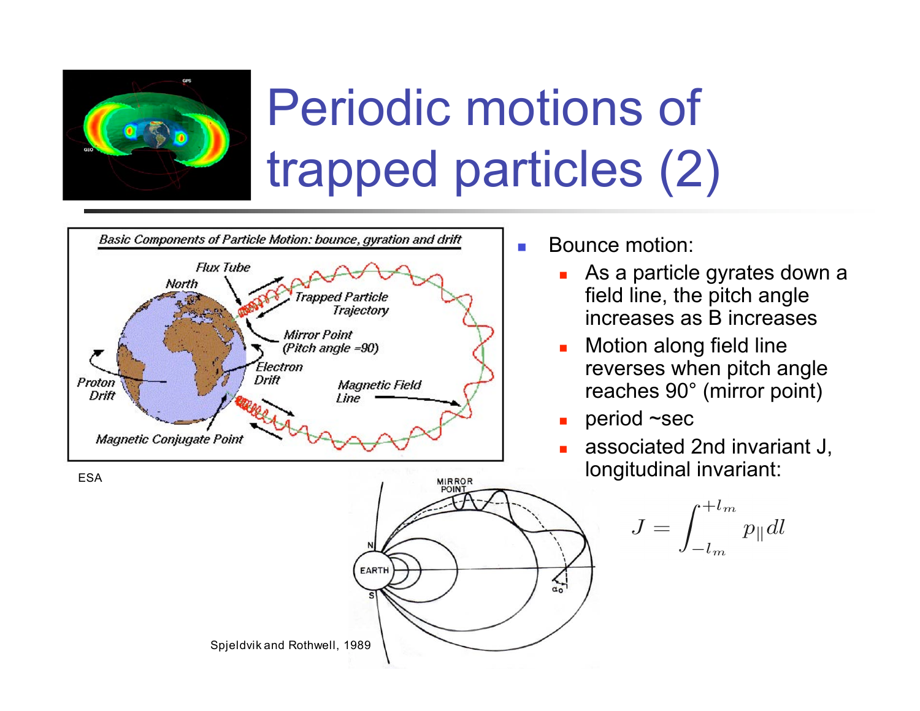# Periodic motions of trapped particles (2)

ESA

Spjeldvik and Rothwell, 1989

- Bounce motion:
  - As a particle gyrates down a field line, the pitch angle increases as B increases
  - Motion along field line reverses when pitch angle reaches 90° (mirror point)
  - period ~sec
  - associated 2nd invariant J, longitudinal invariant:

$$J = \int_{-l_m}^{+l_m} p_{\|} dl$$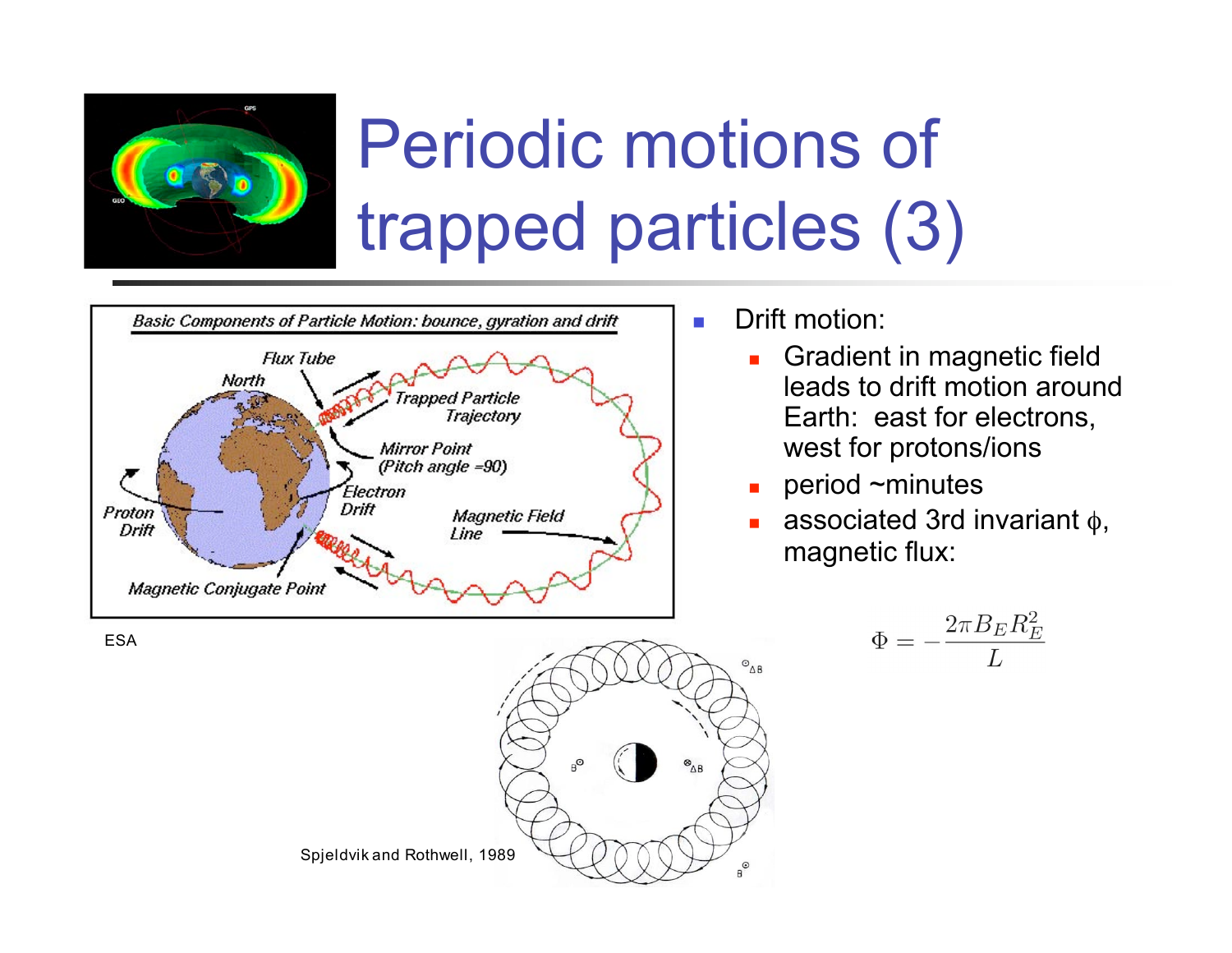# Periodic motions of trapped particles (3)

- Drift motion:
  - Gradient in magnetic field leads to drift motion around Earth: east for electrons, west for protons/ions
  - period ~minutes
  - associated 3rd invariant $\phi$, magnetic flux:

$$\Phi = -\frac{2\pi B_E R_E^2}{L}$$

ESA

Spjeldvik and Rothwell, 1989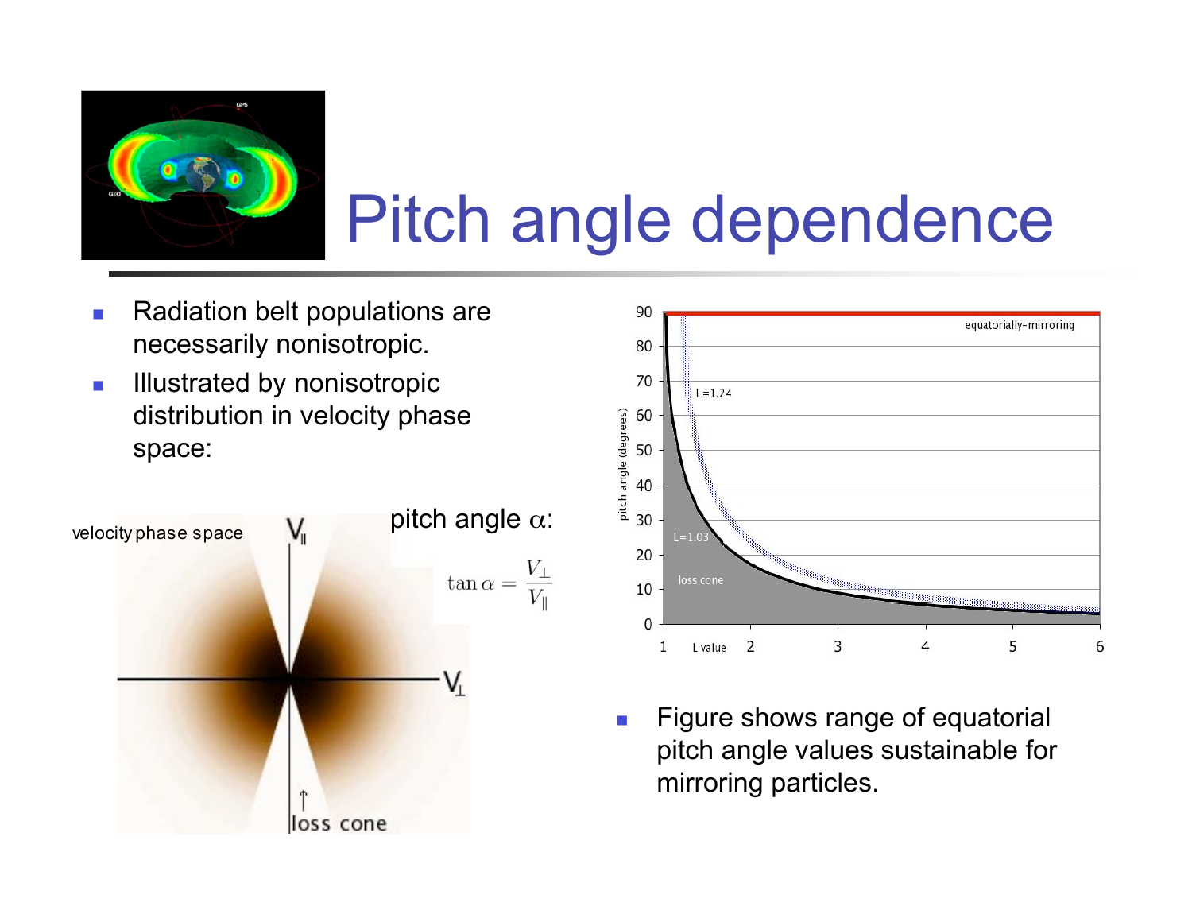# Pitch angle dependence

- Radiation belt populations are necessarily nonisotropic.
- Illustrated by nonisotropic distribution in velocity phase space:

velocity phase space

pitch angle $\alpha$:

$$\tan\alpha = \frac{V_\perp}{V_\parallel}$$

- Figure shows range of equatorial pitch angle values sustainable for mirroring particles.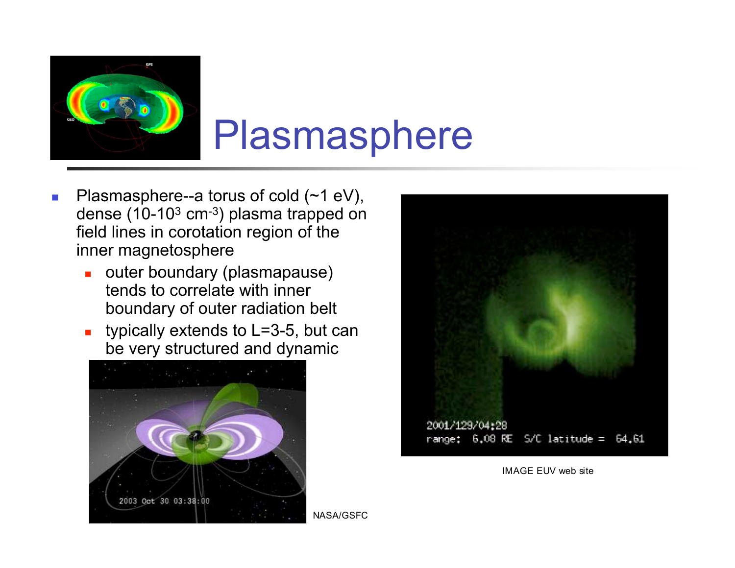# Plasmasphere

- Plasmasphere--a torus of cold (~1 eV), dense (10-$10^3$ $cm^{-3}$) plasma trapped on field lines in corotation region of the inner magnetosphere
  - outer boundary (plasmapause) tends to correlate with inner boundary of outer radiation belt
  - typically extends to L=3-5, but can be very structured and dynamic

NASA/GSFC

IMAGE EUV web site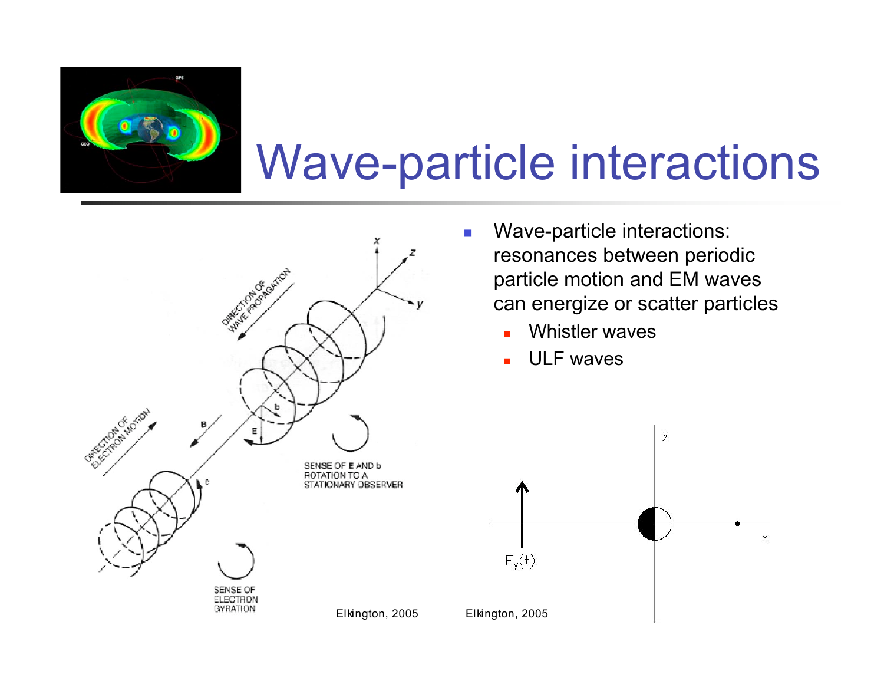# Wave-particle interactions

- Wave-particle interactions: resonances between periodic particle motion and EM waves can energize or scatter particles
  - Whistler waves
  - ULF waves

Elkington, 2005

Elkington, 2005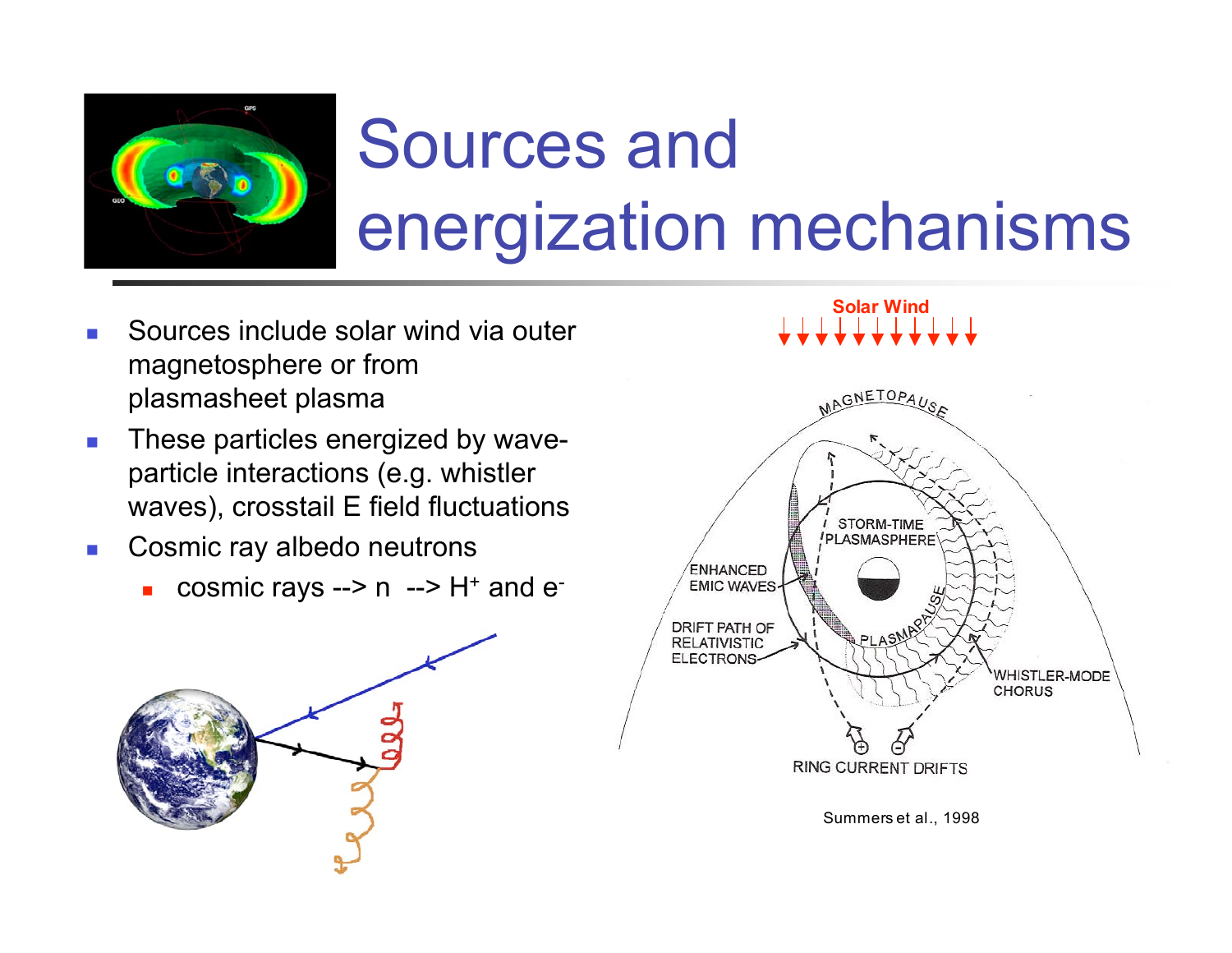# Sources and energization mechanisms

- Sources include solar wind via outer magnetosphere or from plasmasheet plasma
- These particles energized by wave-particle interactions (e.g. whistler waves), crosstail E field fluctuations
- Cosmic ray albedo neutrons
  - cosmic rays --> n --> $H^+$ and $e^-$

Summers et al., 1998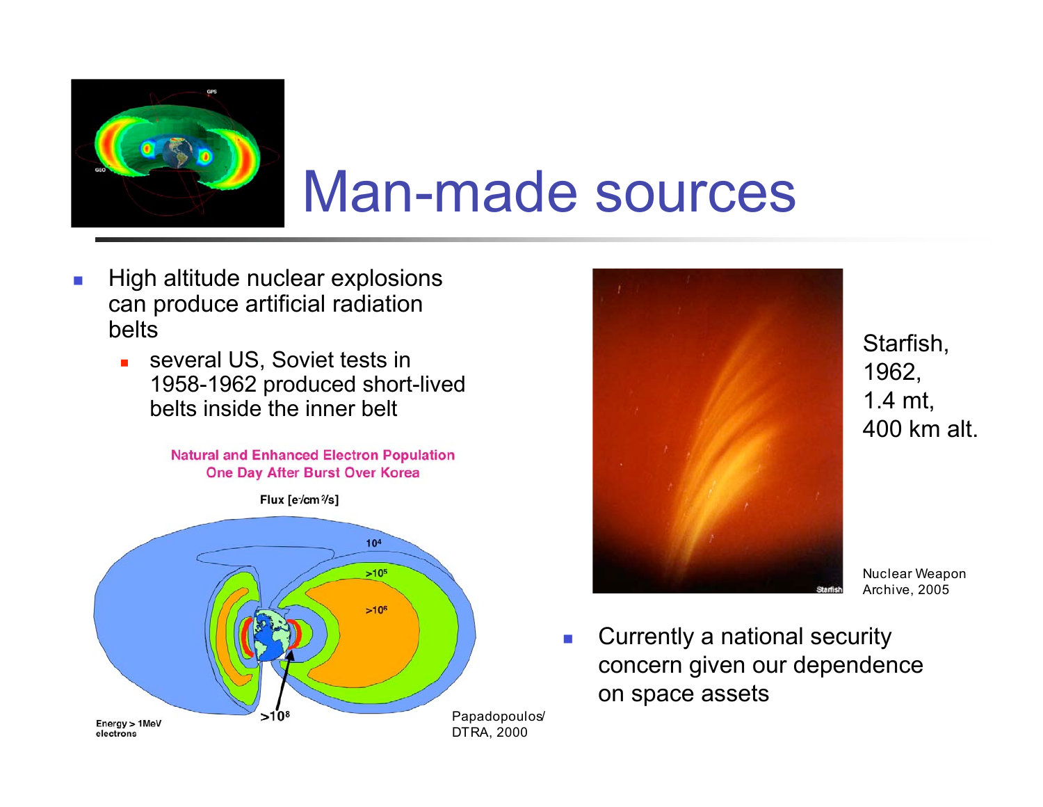# Man-made sources

- High altitude nuclear explosions can produce artificial radiation belts
  - several US, Soviet tests in 1958-1962 produced short-lived belts inside the inner belt

Natural and Enhanced Electron Population
One Day After Burst Over Korea

Flux [e-/cm²/s]

$10^4$

$>10^5$

$>10^6$

$>10^8$

Energy > 1MeV electrons

Papadopoulos/ DTRA, 2000

Starfish, 1962, 1.4 mt, 400 km alt.

Nuclear Weapon Archive, 2005

- Currently a national security concern given our dependence on space assets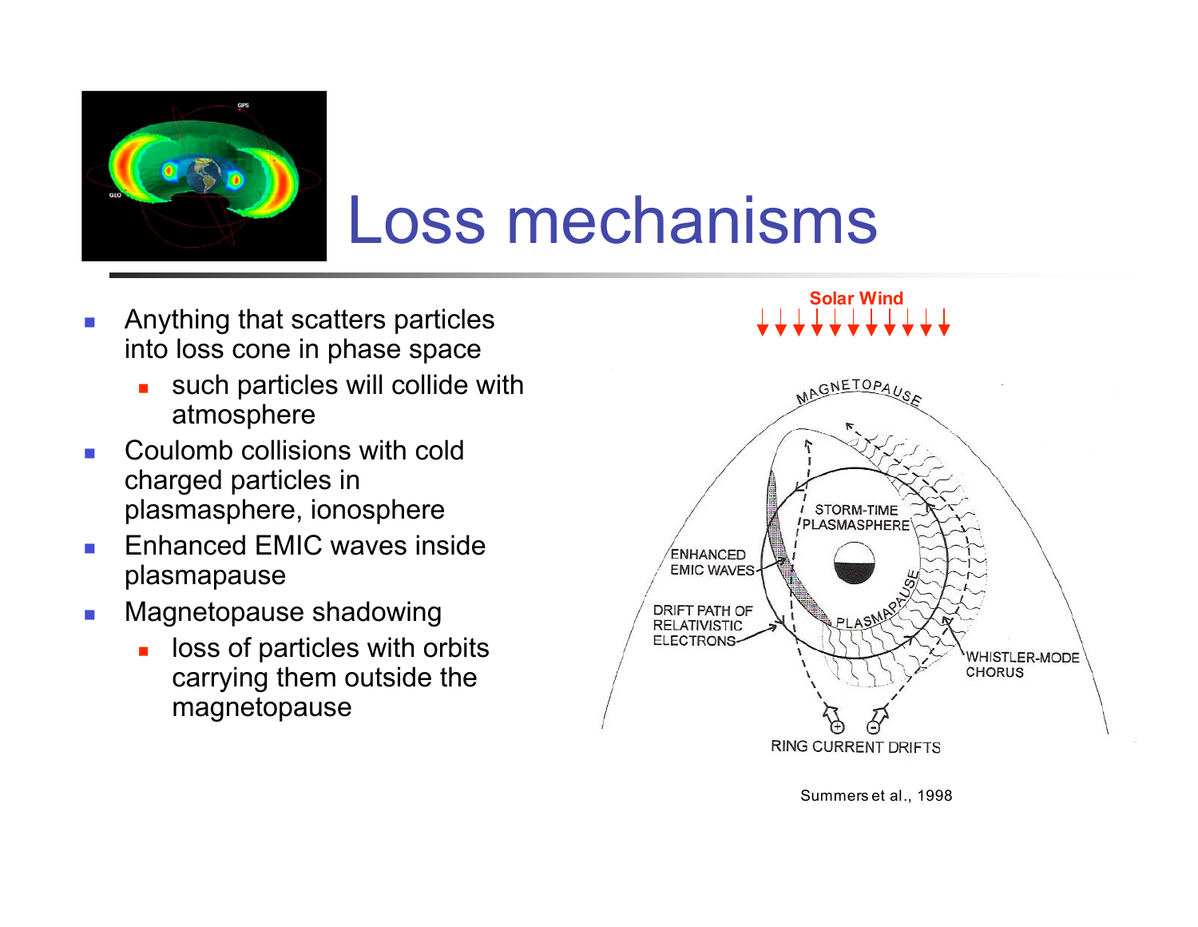# Loss mechanisms

- Anything that scatters particles into loss cone in phase space
  - such particles will collide with atmosphere
- Coulomb collisions with cold charged particles in plasmasphere, ionosphere
- Enhanced EMIC waves inside plasmapause
- Magnetopause shadowing
  - loss of particles with orbits carrying them outside the magnetopause

Summers et al., 1998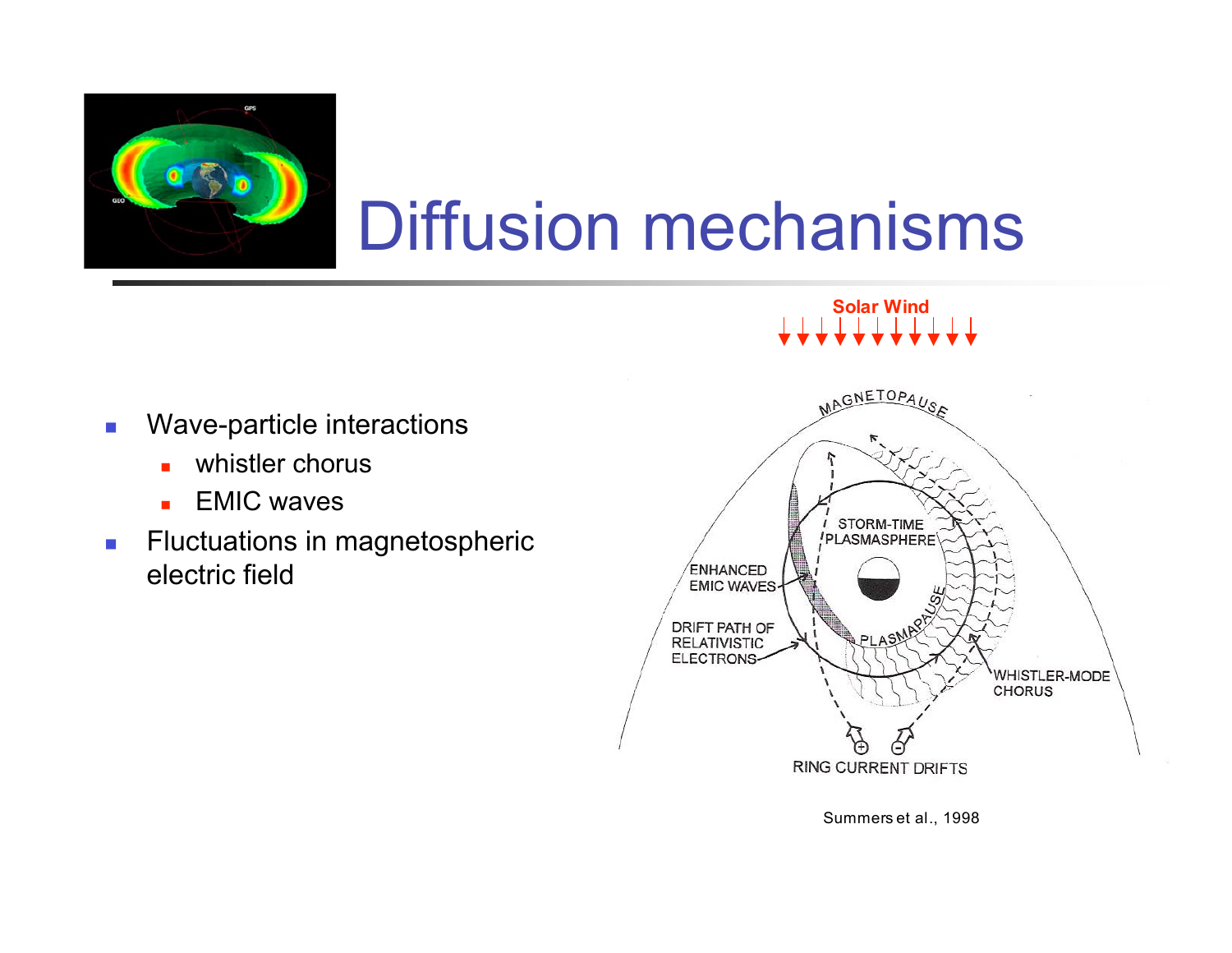# Diffusion mechanisms

- Wave-particle interactions
  - whistler chorus
  - EMIC waves
- Fluctuations in magnetospheric electric field

Solar Wind

MAGNETOPAUSE

STORM-TIME PLASMASPHERE

ENHANCED EMIC WAVES

DRIFT PATH OF RELATIVISTIC ELECTRONS

PLASMAPAUSE

WHISTLER-MODE CHORUS

RING CURRENT DRIFTS

Summers et al., 1998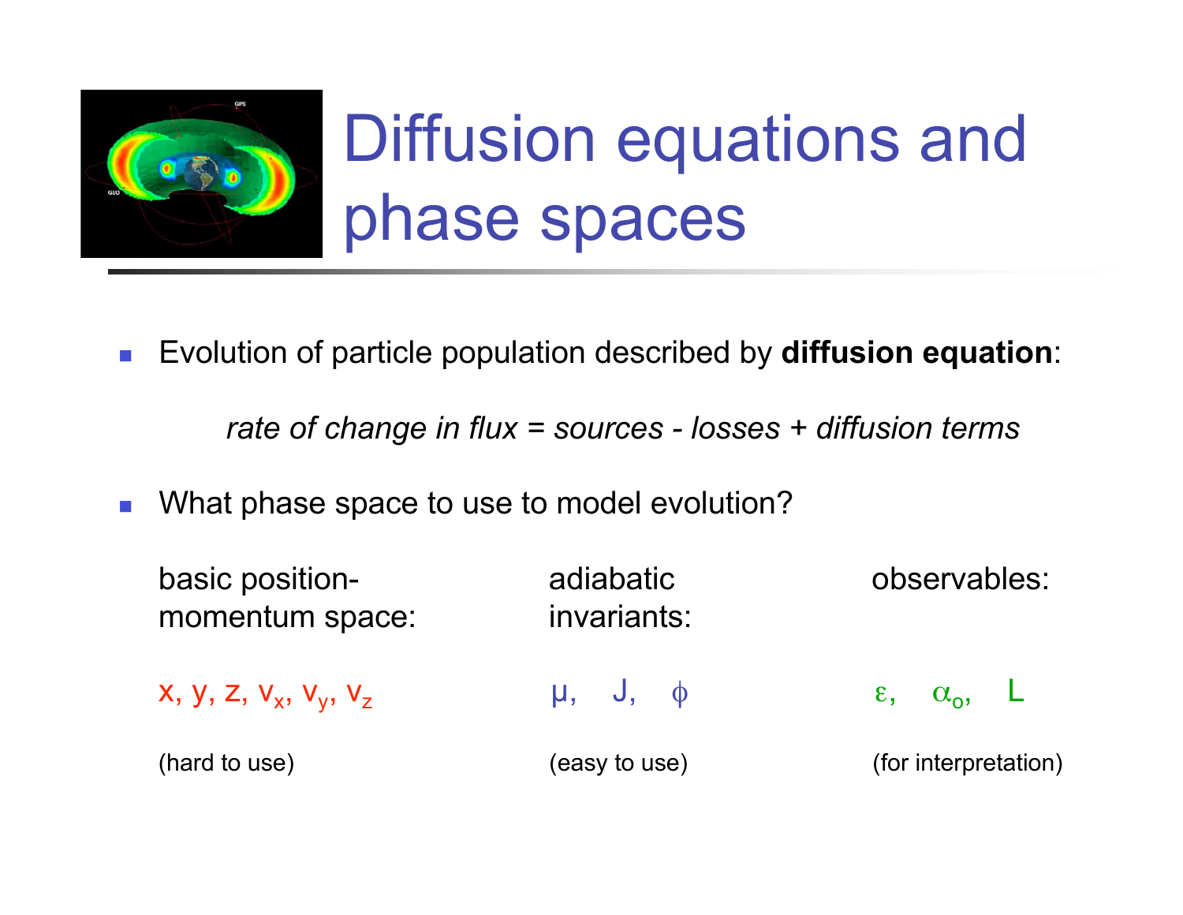# Diffusion equations and phase spaces

- Evolution of particle population described by **diffusion equation**:

  *rate of change in flux = sources - losses + diffusion terms*

- What phase space to use to model evolution?

| basic position-momentum space: | adiabatic invariants: | observables: |
|---|---|---|
| $x, y, z, v_x, v_y, v_z$ | $\mu, \quad J, \quad \phi$ | $\varepsilon, \quad \alpha_o, \quad L$ |
| (hard to use) | (easy to use) | (for interpretation) |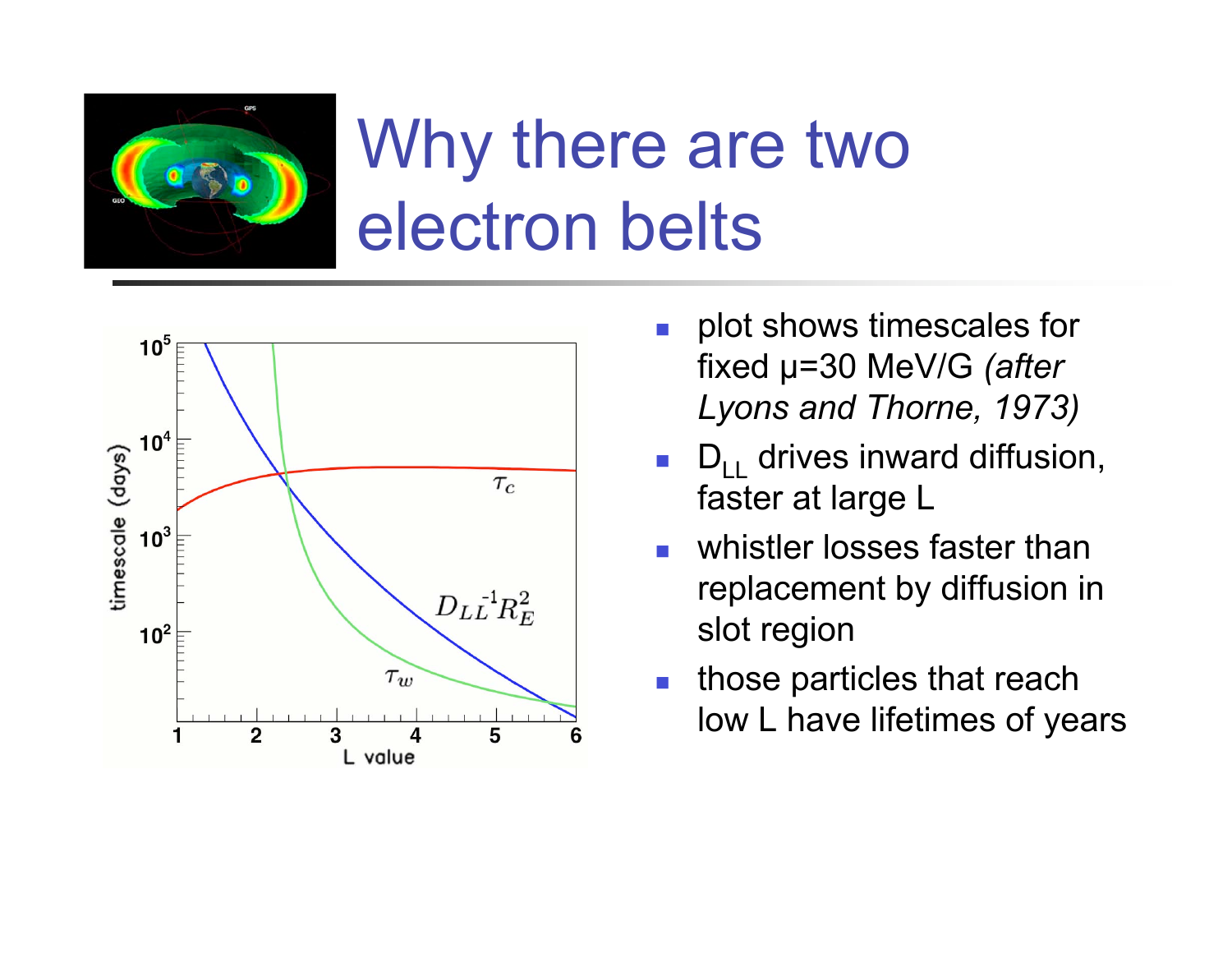# Why there are two electron belts

- plot shows timescales for fixed μ=30 MeV/G *(after Lyons and Thorne, 1973)*
- $D_{LL}$ drives inward diffusion, faster at large L
- whistler losses faster than replacement by diffusion in slot region
- those particles that reach low L have lifetimes of years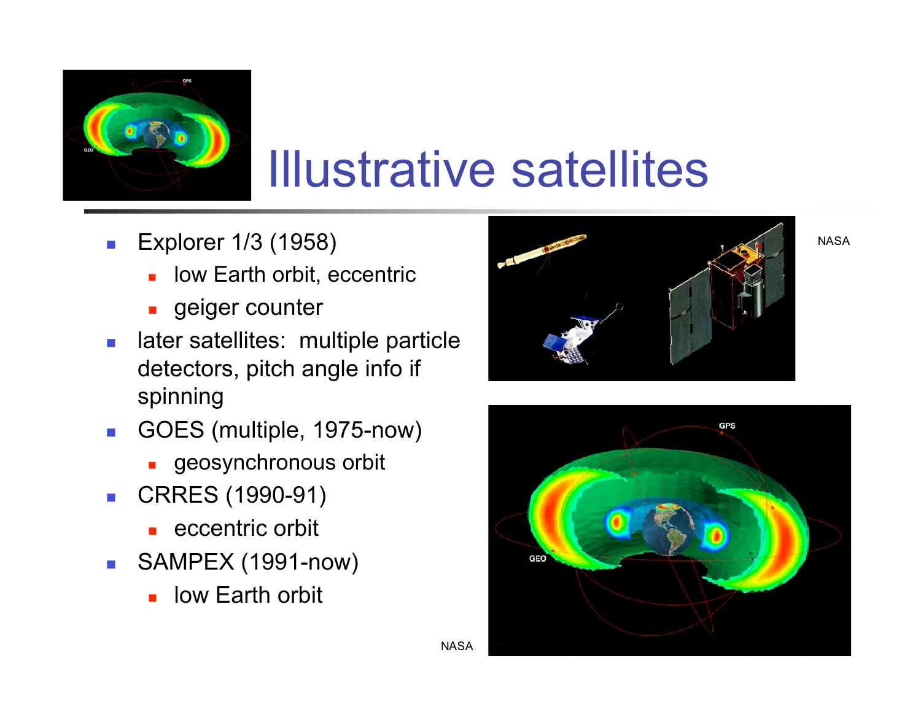# Illustrative satellites

- Explorer 1/3 (1958)
  - low Earth orbit, eccentric
  - geiger counter
- later satellites: multiple particle detectors, pitch angle info if spinning
- GOES (multiple, 1975-now)
  - geosynchronous orbit
- CRRES (1990-91)
  - eccentric orbit
- SAMPEX (1991-now)
  - low Earth orbit

NASA

NASA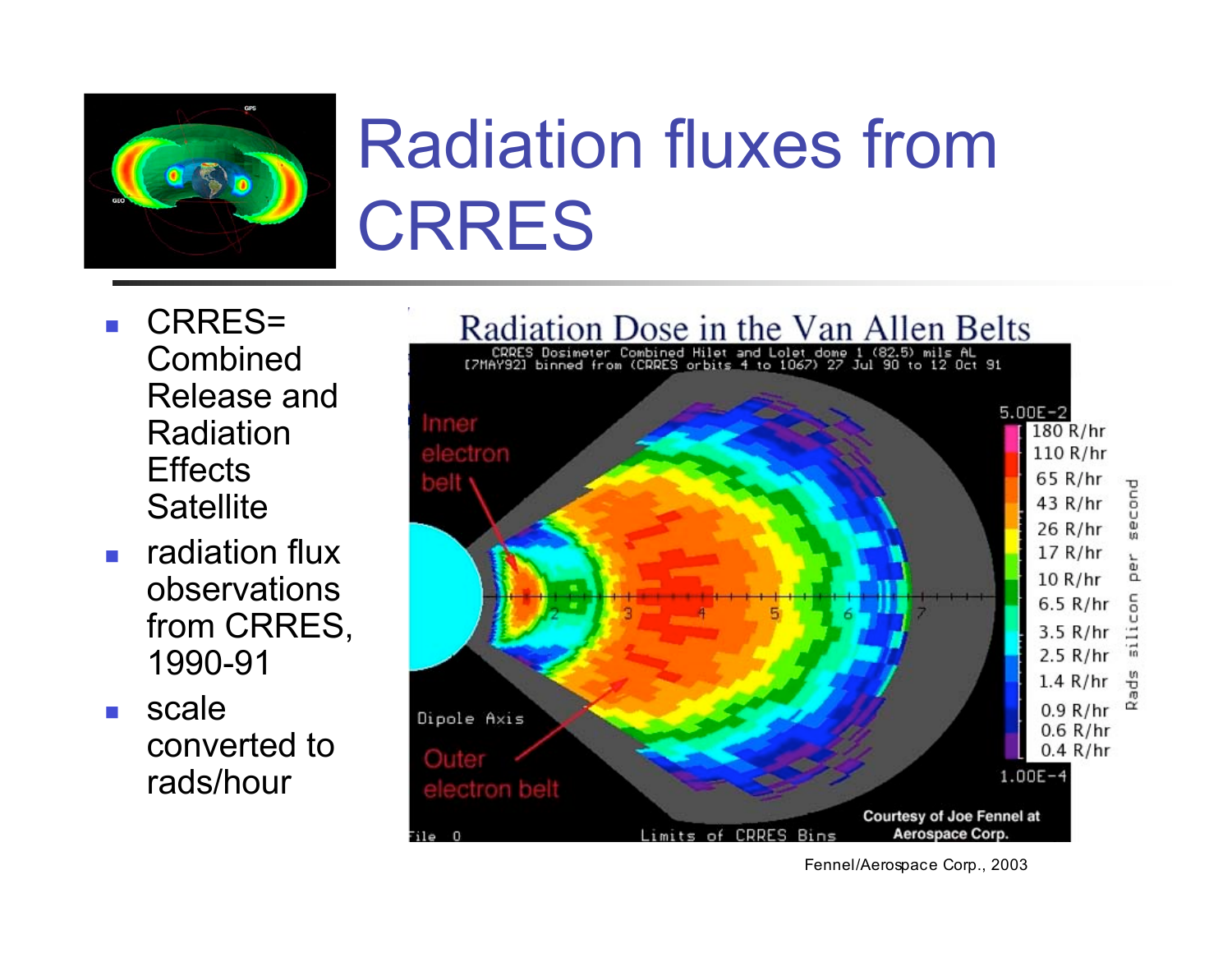# Radiation fluxes from CRRES

- CRRES= Combined Release and Radiation Effects Satellite
- radiation flux observations from CRRES, 1990-91
- scale converted to rads/hour

Fennel/Aerospace Corp., 2003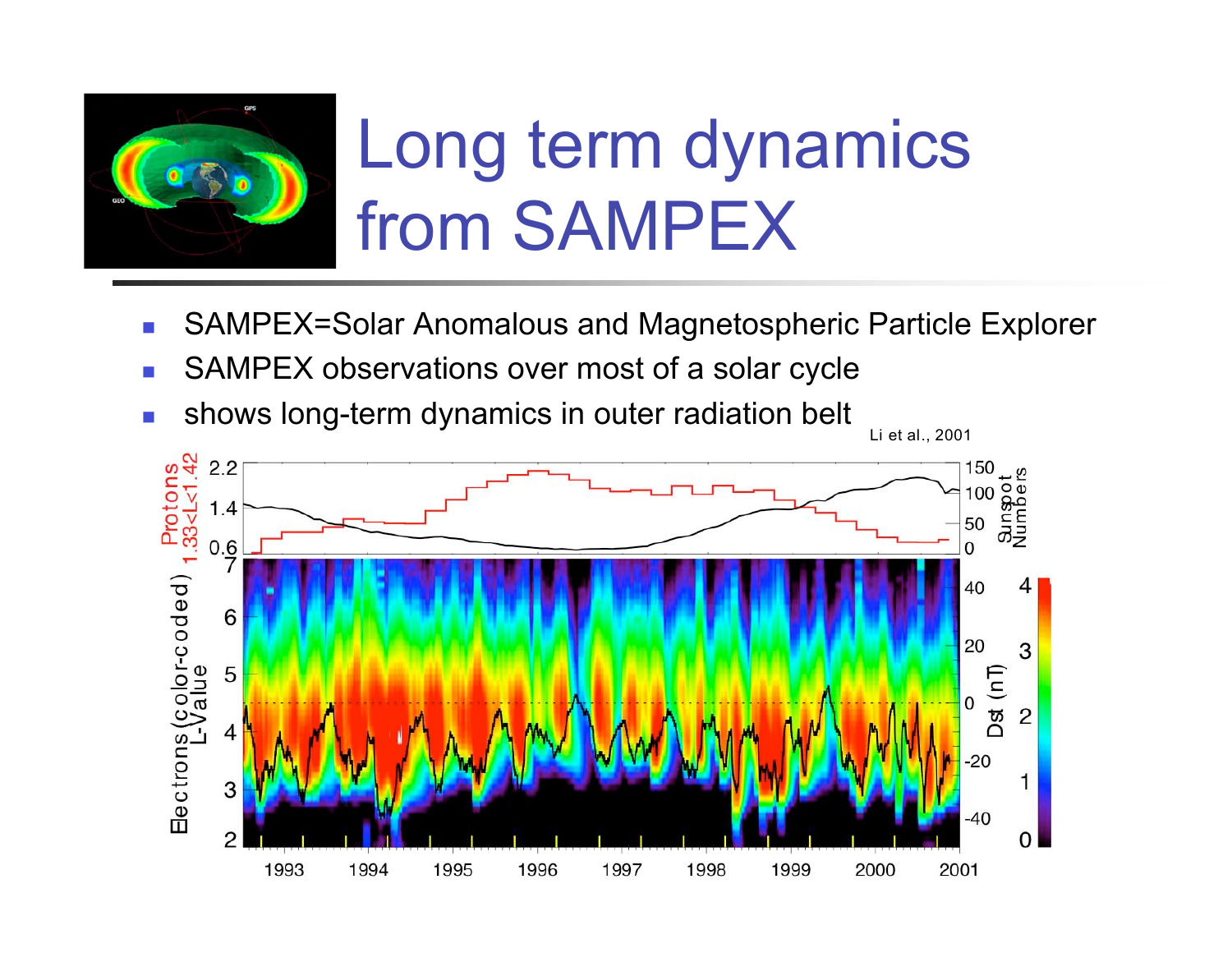# Long term dynamics from SAMPEX

- SAMPEX=Solar Anomalous and Magnetospheric Particle Explorer
- SAMPEX observations over most of a solar cycle
- shows long-term dynamics in outer radiation belt

Li et al., 2001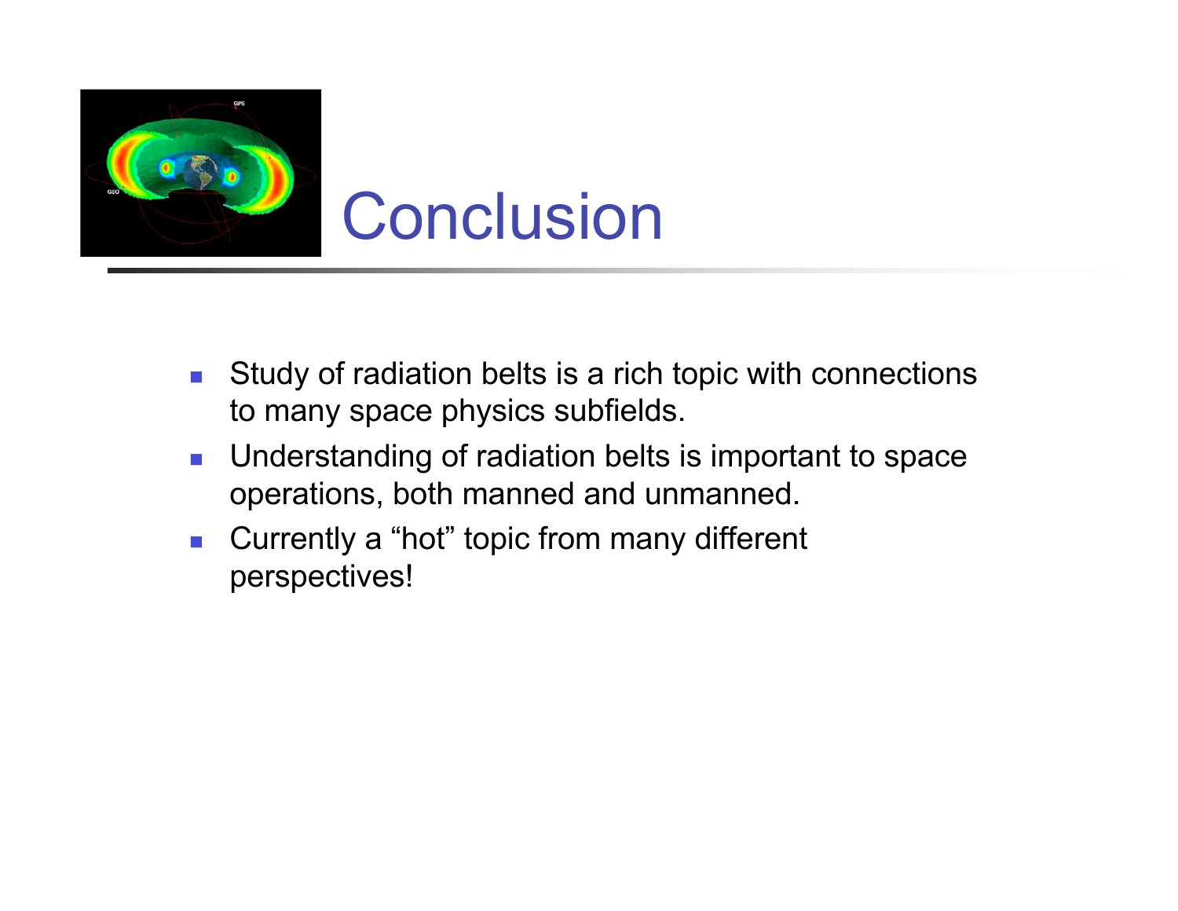# Conclusion

- Study of radiation belts is a rich topic with connections to many space physics subfields.
- Understanding of radiation belts is important to space operations, both manned and unmanned.
- Currently a “hot” topic from many different perspectives!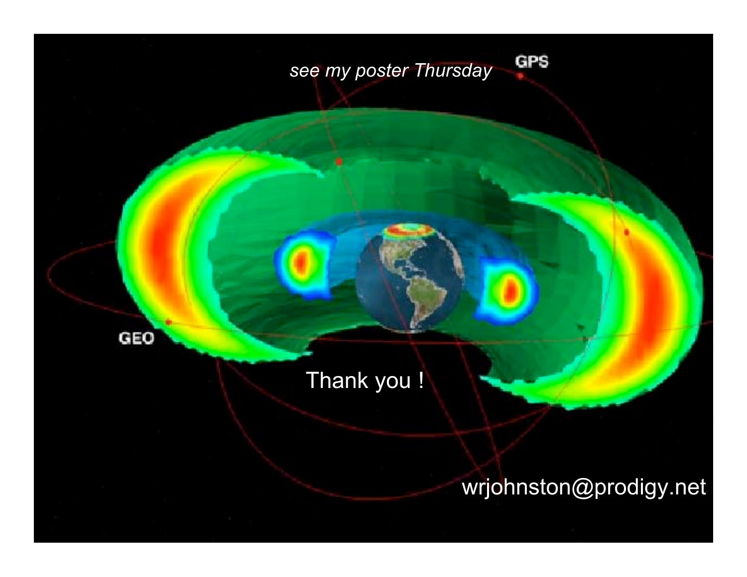*see my poster Thursday*

GPS

GEO

Thank you !

wrjohnston@prodigy.net